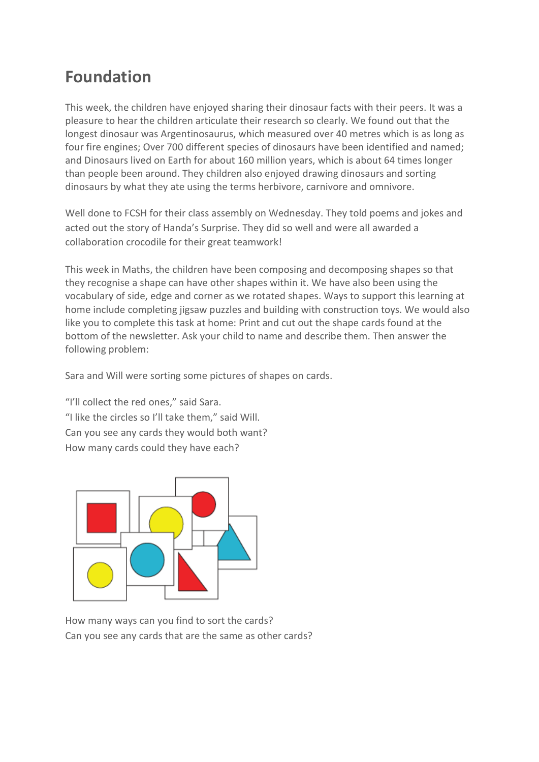# Foundation

This week, the children have enjoyed sharing their dinosaur facts with their peers. It was a pleasure to hear the children articulate their research so clearly. We found out that the longest dinosaur was Argentinosaurus, which measured over 40 metres which is as long as four fire engines; Over 700 different species of dinosaurs have been identified and named; and Dinosaurs lived on Earth for about 160 million years, which is about 64 times longer than people been around. They children also enjoyed drawing dinosaurs and sorting dinosaurs by what they ate using the terms herbivore, carnivore and omnivore.

Well done to FCSH for their class assembly on Wednesday. They told poems and jokes and acted out the story of Handa's Surprise. They did so well and were all awarded a collaboration crocodile for their great teamwork!

This week in Maths, the children have been composing and decomposing shapes so that they recognise a shape can have other shapes within it. We have also been using the vocabulary of side, edge and corner as we rotated shapes. Ways to support this learning at home include completing jigsaw puzzles and building with construction toys. We would also like you to complete this task at home: Print and cut out the shape cards found at the bottom of the newsletter. Ask your child to name and describe them. Then answer the following problem:

Sara and Will were sorting some pictures of shapes on cards.

"I'll collect the red ones," said Sara.
"I like the circles so I'll take them," said Will.
Can you see any cards they would both want?
How many cards could they have each?

How many ways can you find to sort the cards?
Can you see any cards that are the same as other cards?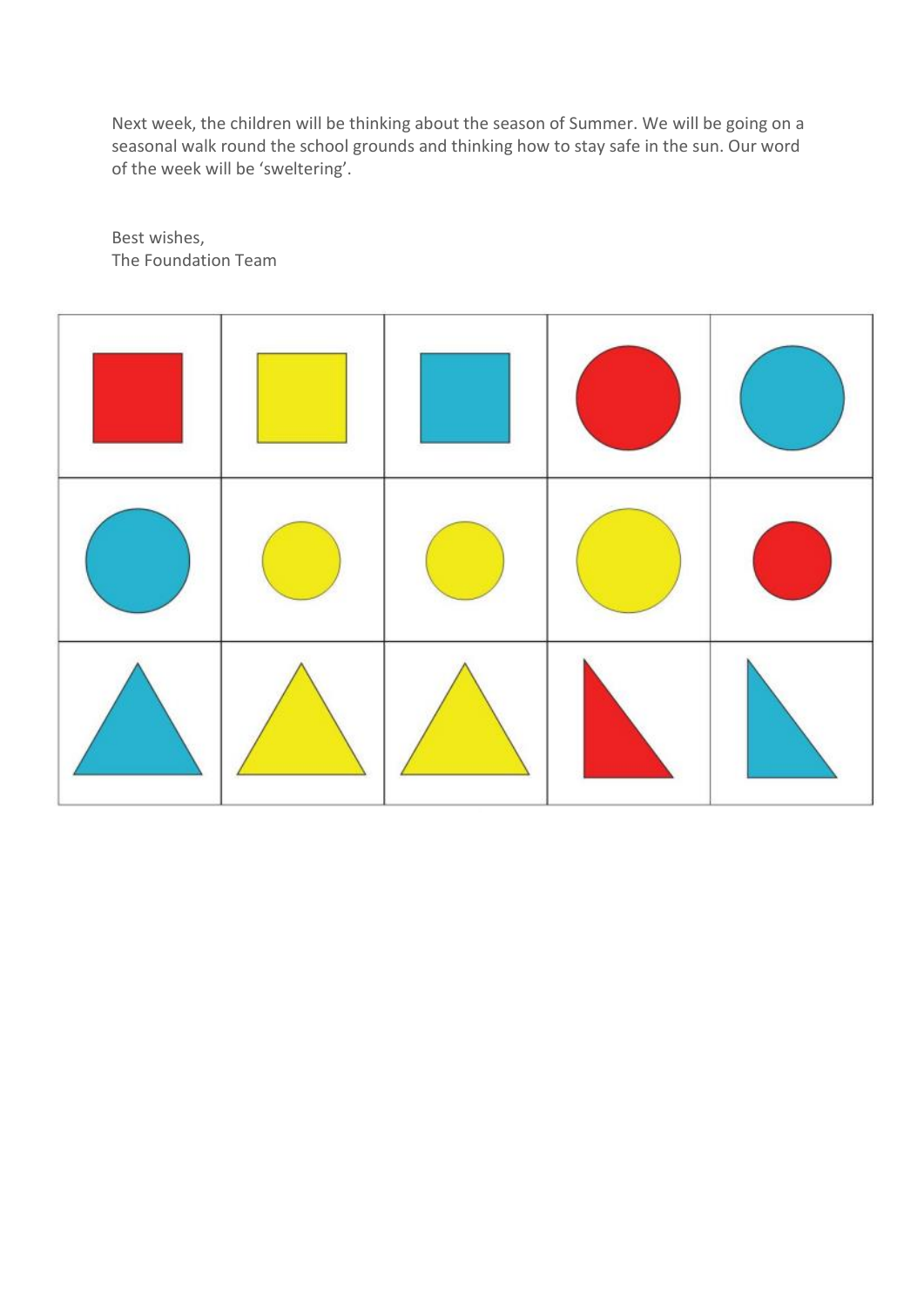Next week, the children will be thinking about the season of Summer. We will be going on a seasonal walk round the school grounds and thinking how to stay safe in the sun. Our word of the week will be ‘sweltering’.

Best wishes,
The Foundation Team